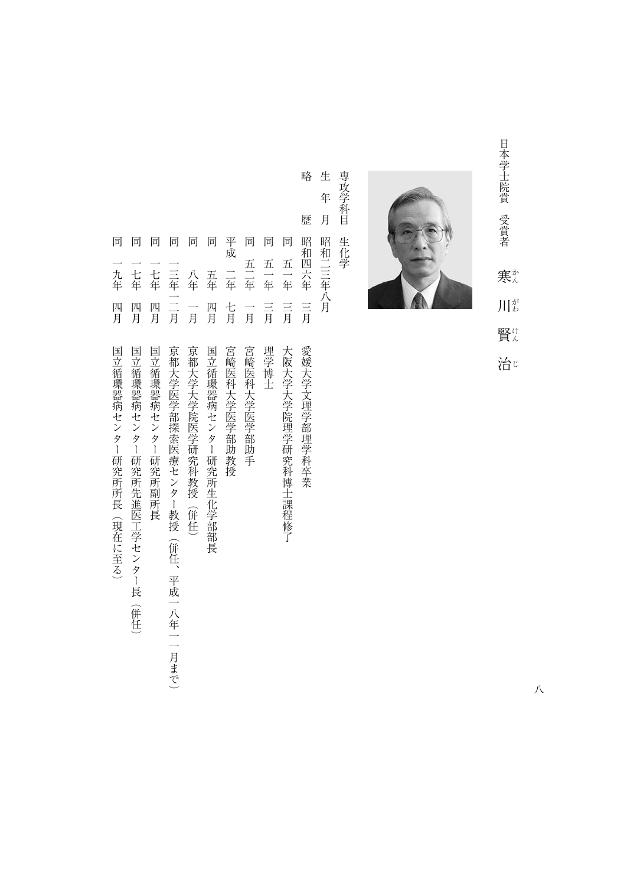日本学士院賞　受賞者

# 寒川賢治（かんがわ　けんじ）

専攻学科目　生化学

生　年　月　昭和二三年八月

略　　　歴

| 年月 | 経歴 |
|---|---|
| 昭和四六年　三月 | 愛媛大学文理学部理学科卒業 |
| 同　五一年　三月 | 大阪大学大学院理学研究科博士課程修了 |
| 同　五一年　三月 | 理学博士 |
| 同　五二年　一月 | 宮崎医科大学医学部助手 |
| 平成　二年　七月 | 宮崎医科大学医学部助教授 |
| 同　　五年　四月 | 国立循環器病センター研究所生化学部部長 |
| 同　　八年　一月 | 京都大学大学院医学研究科教授（併任） |
| 同　一三年一二月 | 京都大学医学部探索医療センター教授（併任、平成一八年一一月まで） |
| 同　一七年　四月 | 国立循環器病センター研究所副所長 |
| 同　一七年　四月 | 国立循環器病センター研究所先進医工学センター長（併任） |
| 同　一九年　四月 | 国立循環器病センター研究所所長（現在に至る） |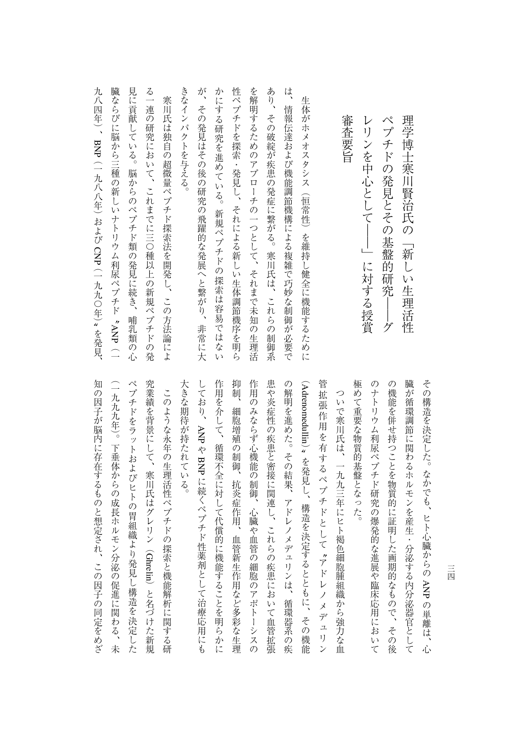# 理学博士寒川賢治氏の「新しい生理活性ペプチドの発見とその基盤的研究――グレリンを中心として――」に対する授賞審査要旨

生体がホメオスタシス（恒常性）を維持し健全に機能するためには、情報伝達および機能調節機構による複雑で巧妙な制御が必要であり、その破綻が疾患の発症に繋がる。寒川氏は、これらの制御系を解明するためのアプローチの一つとして、それまで未知の生理活性ペプチドを探索・発見し、それによる新しい生体調節機序を明らかにする研究を進めている。新規ペプチドの探索は容易ではないが、その発見はその後の研究の飛躍的な発展へと繋がり、非常に大きなインパクトを与える。

寒川氏は独自の超微量ペプチド探索法を開発し、この方法論による一連の研究において、これまでに三〇種以上の新規ペプチドの発見に貢献している。脳からのペプチド類の発見に続き、哺乳類の心臓ならびに脳から三種の新しいナトリウム利尿ペプチド〝ANP（一九八四年）、BNP（一九八八年）およびCNP（一九九〇年）〟を発見、その構造を決定した。なかでも、ヒト心臓からのANPの単離は、心臓が循環調節に関わるホルモンを産生・分泌する内分泌器官としての機能を併せ持つことを物質的に証明した画期的なもので、その後のナトリウム利尿ペプチド研究の爆発的な進展や臨床応用において極めて重要な物質的基盤となった。

ついで寒川氏は、一九九三年にヒト褐色細胞腫組織から強力な血管拡張作用を有するペプチドとして〝アドレノメデュリン（Adrenomedullin）〟を発見し、構造を決定するとともに、その機能の解明を進めた。その結果、アドレノメデュリンは、循環器系の疾患や炎症性の疾患と密接に関連し、これらの疾患において血管拡張作用のみならず心機能の制御、心臓や血管の細胞のアポトーシスの抑制、細胞増殖の制御、抗炎症作用、血管新生作用など多彩な生理作用を介して、循環不全に対して代償的に機能することを明らかにしており、ANPやBNPに続くペプチド性薬剤として治療応用にも大きな期待が持たれている。

このような永年の生理活性ペプチドの探索と機能解析に関する研究業績を背景にして、寒川氏はグレリン（Ghrelin）と名づけた新規ペプチドをラットおよびヒトの胃組織より発見し構造を決定した（一九九九年）。下垂体からの成長ホルモン分泌の促進に関わる、未知の因子が脳内に存在するものと想定され、この因子の同定をめざ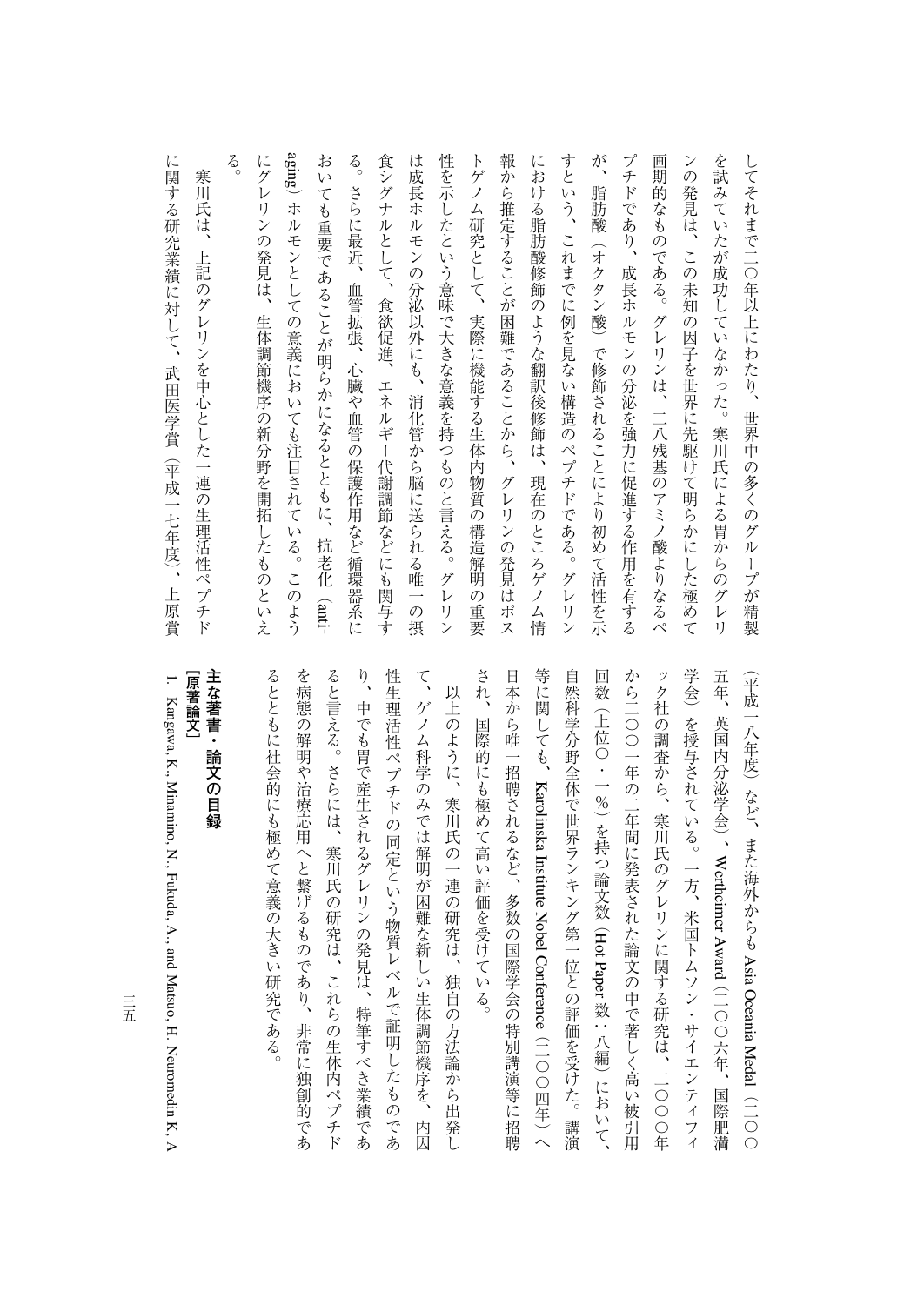してそれまで二〇年以上にわたり、世界中の多くのグループが精製を試みていたが成功していなかった。寒川氏による胃からのグレリンの発見は、この未知の因子を世界に先駆けて明らかにした極めて画期的なものである。グレリンは、二八残基のアミノ酸よりなるペプチドであり、成長ホルモンの分泌を強力に促進する作用を有するが、脂肪酸（オクタン酸）で修飾されることにより初めて活性を示すという、これまでに例を見ない構造のペプチドである。グレリンにおける脂肪酸修飾のような翻訳後修飾は、現在のところゲノム情報から推定することが困難であることから、グレリンの発見はポストゲノム研究として、実際に機能する生体内物質の構造解明の重要性を示したという意味で大きな意義を持つものと言える。グレリンは成長ホルモンの分泌以外にも、消化管から脳に送られる唯一の摂食シグナルとして、食欲促進、エネルギー代謝調節などにも関与する。さらに最近、血管拡張、心臓や血管の保護作用など循環器系においても重要であることが明らかになるとともに、抗老化（anti-aging）ホルモンとしての意義においても注目されている。このようにグレリンの発見は、生体調節機序の新分野を開拓したものといえる。

寒川氏は、上記のグレリンを中心とした一連の生理活性ペプチドに関する研究業績に対して、武田医学賞（平成一七年度）、上原賞（平成一八年度）など、また海外からも Asia Oceania Medal（二〇〇五年、英国内分泌学会）、Wertheimer Award（二〇〇六年、国際肥満学会）を授与されている。一方、米国トムソン・サイエンティフィック社の調査から、寒川氏のグレリンに関する研究は、二〇〇〇年から二〇〇一年の二年間に発表された論文の中で著しく高い被引用回数（上位〇・一％）を持つ論文数（Hot Paper 数：八編）において、自然科学分野全体で世界ランキング第一位との評価を受けた。講演等に関しても、Karolinska Institute Nobel Conference（二〇〇四年）へ日本から唯一招聘されるなど、多数の国際学会の特別講演等に招聘され、国際的にも極めて高い評価を受けている。

以上のように、寒川氏の一連の研究は、独自の方法論から出発して、ゲノム科学のみでは解明が困難な新しい生体調節機序を、内因性生理活性ペプチドの同定という物質レベルで証明したものであり、中でも胃で産生されるグレリンの発見は、特筆すべき業績であると言える。さらには、寒川氏の研究は、これらの生体内ペプチドを病態の解明や治療応用へと繋げるものであり、非常に独創的であるとともに社会的にも極めて意義の大きい研究である。

## 主な著書・論文の目録

**［原著論文］**

1. Kangawa, K., Minamino, N., Fukuda, A., and Matsuo, H. Neuromedin K, A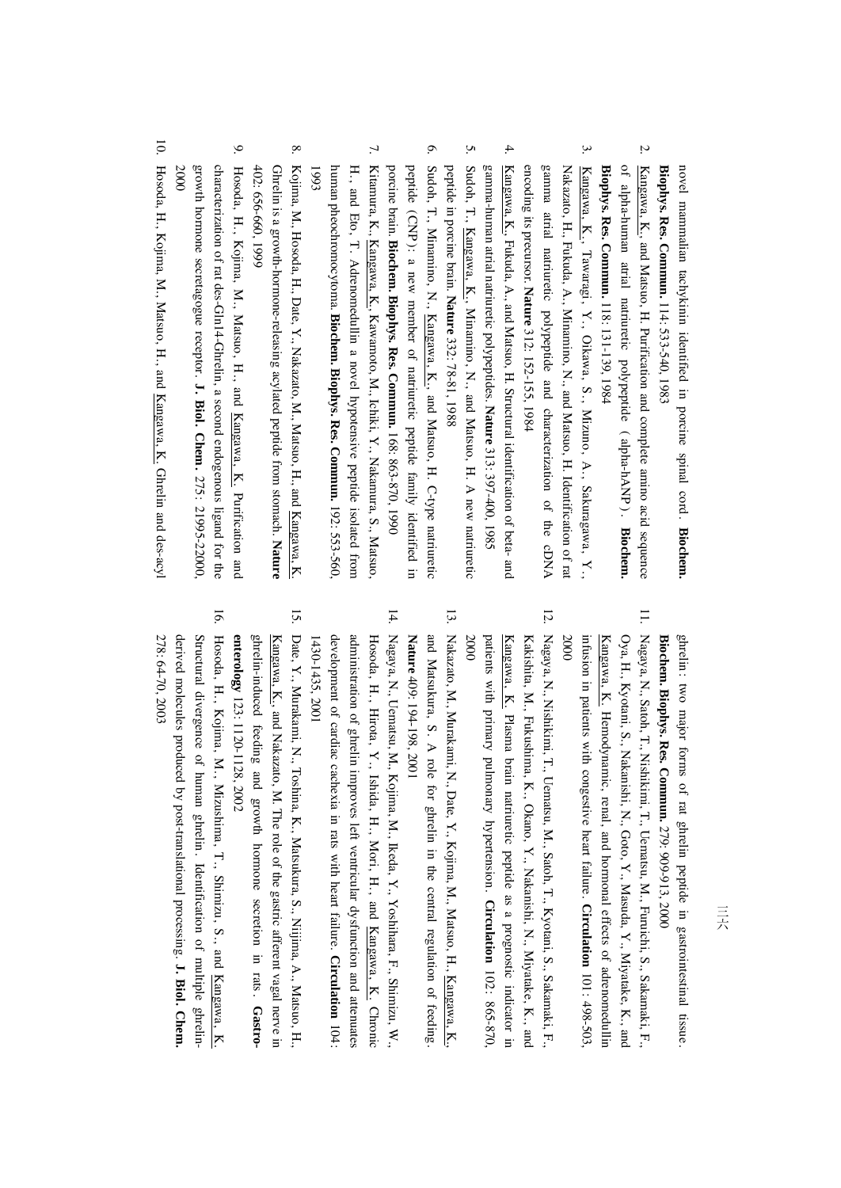novel mammalian tachykinin identified in porcine spinal cord. **Biochem. Biophys. Res. Commun.** 114: 533-540, 1983

2. Kangawa, K., and Matsuo, H. Purification and complete amino acid sequence of alpha-human atrial natriuretic polypeptide (alpha-hANP). **Biochem. Biophys. Res. Commun.** 118: 131-139, 1984

3. Kangawa, K., Tawaragi, Y., Oikawa, S., Mizuno, A., Sakuragawa, Y., Nakazato, H., Fukuda, A., Minamino, N., and Matsuo, H. Identification of rat gamma atrial natriuretic polypeptide and characterization of the cDNA encoding its precursor. **Nature** 312: 152-155, 1984

4. Kangawa, K., Fukuda, A., and Matsuo, H. Structural identification of beta- and gamma-human atrial natriuretic polypeptides. **Nature** 313: 397-400, 1985

5. Sudoh, T., Kangawa, K., Minamino, N., and Matsuo, H. A new natriuretic peptide in porcine brain. **Nature** 332: 78-81, 1988

6. Sudoh, T., Minamino, N., Kangawa, K., and Matsuo, H. C-type natriuretic peptide (CNP): a new member of natriuretic peptide family identified in porcine brain. **Biochem. Biophys. Res. Commun.** 168: 863-870, 1990

7. Kitamura, K., Kangawa, K., Kawamoto, M., Ichiki, Y., Nakamura, S., Matsuo, H., and Eto, T. Adrenomedullin: a novel hypotensive peptide isolated from human pheochromocytoma. **Biochem. Biophys. Res. Commun.** 192: 553-560, 1993

8. Kojima, M., Hosoda, H., Date, Y., Nakazato, M., Matsuo, H., and Kangawa, K. Ghrelin is a growth-hormone-releasing acylated peptide from stomach. **Nature** 402: 656-660, 1999

9. Hosoda, H., Kojima, M., Matsuo, H., and Kangawa, K. Purification and characterization of rat des-Gln14-Ghrelin, a second endogenous ligand for the growth hormone secretagogue receptor. **J. Biol. Chem.** 275: 21995-22000, 2000

10. Hosoda, H., Kojima, M., Matsuo, H., and Kangawa, K. Ghrelin and des-acyl ghrelin: two major forms of rat ghrelin peptide in gastrointestinal tissue. **Biochem. Biophys. Res. Commun.** 279: 909-913, 2000

11. Nagaya, N., Satoh, T., Nishikimi, T., Uematsu, M., Furuichi, S., Sakamaki, F., Oya, H., Kyotani, S., Nakanishi, N., Goto, Y., Masuda, Y., Miyatake, K., and Kangawa, K. Hemodynamic, renal, and hormonal effects of adrenomedullin infusion in patients with congestive heart failure. **Circulation** 101: 498-503, 2000

12. Nagaya, N., Nishikimi, T., Uematsu, M., Satoh, T., Kyotani, S., Sakamaki, F., Kakishita, M., Fukushima, K., Okano, Y., Nakanishi, N., Miyatake, K., and Kangawa, K. Plasma brain natriuretic peptide as a prognostic indicator in patients with primary pulmonary hypertension. **Circulation** 102: 865-870, 2000

13. Nakazato, M., Murakami, N., Date, Y., Kojima, M., Matsuo, H., Kangawa, K., and Matsukura, S. A role for ghrelin in the central regulation of feeding. **Nature** 409: 194-198, 2001

14. Nagaya, N., Uematsu, M., Kojima, M., Ikeda, Y., Yoshihara, F., Shimizu, W., Hosoda, H., Hirota, Y., Ishida, H., Mori, H., and Kangawa, K. Chronic administration of ghrelin improves left ventricular dysfunction and attenuates development of cardiac cachexia in rats with heart failure. **Circulation** 104: 1430-1435, 2001

15. Date, Y., Murakami, N., Toshinai, K., Matsukura, S., Niijima, A., Matsuo, H., Kangawa, K., and Nakazato, M. The role of the gastric afferent vagal nerve in ghrelin-induced feeding and growth hormone secretion in rats. **Gastroenterology** 123: 1120-1128, 2002

16. Hosoda, H., Kojima, M., Mizushima, T., Shimizu, S., and Kangawa, K. Structural divergence of human ghrelin. Identification of multiple ghrelin-derived molecules produced by post-translational processing. **J. Biol. Chem.** 278: 64-70, 2003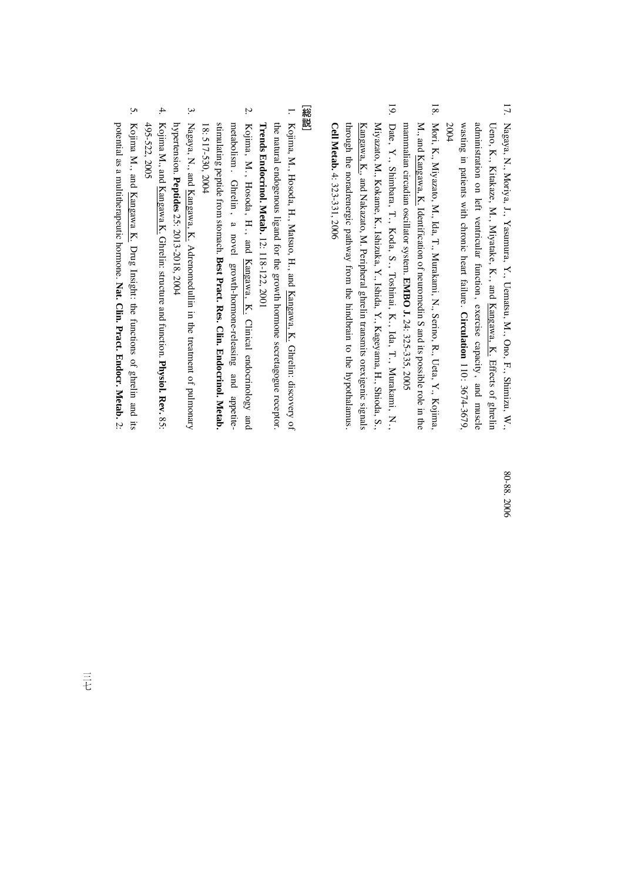17. Nagaya, N., Moriya, J., Yasumura, Y., Uematsu, M., Ono, F., Shimizu, W., Ueno, K., Kitakaze, M., Miyatake, K., and Kangawa, K. Effects of ghrelin administration on left ventricular function, exercise capacity, and muscle wasting in patients with chronic heart failure. **Circulation** 110: 3674-3679, 2004
18. Mori, K., Miyazato, M., Ida, T., Murakami, N., Serino, R., Ueta, Y., Kojima, M., and Kangawa, K. Identification of neuromedin S and its possible role in the mammalian circadian oscillator system. **EMBO J.** 24: 325-335, 2005
19. Date, Y., Shimbara, T., Koda, S., Toshinai, K., Ida, T., Murakami, N., Miyazato, M., Kokame, K., Ishizuka, Y., Ishida, Y., Kageyama, H., Shioda, S., Kangawa, K., and Nakazato, M. Peripheral ghrelin transmits orexigenic signals through the noradrenergic pathway from the hindbrain to the hypothalamus. **Cell Metab.** 4: 323-331, 2006

［総説］

1. Kojima, M., Hosoda, H., Matsuo, H., and Kangawa, K. Ghrelin: discovery of the natural endogenous ligand for the growth hormone secretagogue receptor. **Trends Endocrinol. Metab.** 12: 118-122, 2001
2. Kojima, M., Hosoda, H., and Kangawa, K. Clinical endocrinology and metabolism. Ghrelin, a novel growth-hormone-releasing and appetite-stimulating peptide from stomach. **Best Pract. Res. Clin. Endocrinol. Metab.** 18: 517-530, 2004
3. Nagaya, N., and Kangawa, K. Adrenomedullin in the treatment of pulmonary hypertension. **Peptides** 25: 2013-2018, 2004
4. Kojima M., and Kangawa K. Ghrelin: structure and function. **Physiol. Rev.** 85: 495-522, 2005
5. Kojima M., and Kangawa K. Drug Insight: the functions of ghrelin and its potential as a multitherapeutic hormone. **Nat. Clin. Pract. Endocr. Metab.** 2: 80-88, 2006